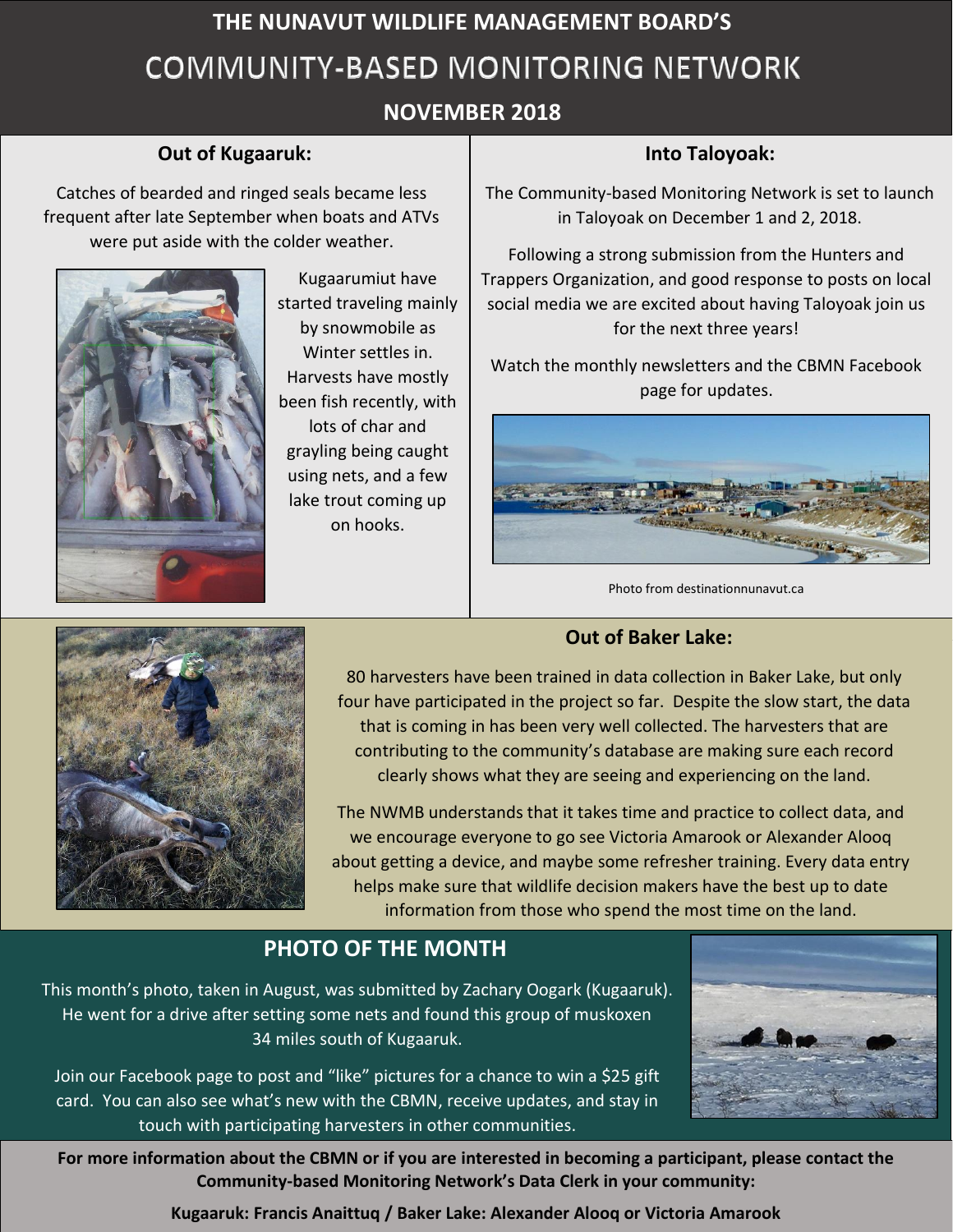# THE NUNAVUT WILDLIFE MANAGEMENT BOARD'S

# COMMUNITY-BASED MONITORING NETWORK

## NOVEMBER 2018

### Out of Kugaaruk:

Catches of bearded and ringed seals became less frequent after late September when boats and ATVs were put aside with the colder weather.

Kugaarumiut have started traveling mainly by snowmobile as Winter settles in. Harvests have mostly been fish recently, with lots of char and grayling being caught using nets, and a few lake trout coming up on hooks.

### Into Taloyoak:

The Community-based Monitoring Network is set to launch in Taloyoak on December 1 and 2, 2018.

Following a strong submission from the Hunters and Trappers Organization, and good response to posts on local social media we are excited about having Taloyoak join us for the next three years!

Watch the monthly newsletters and the CBMN Facebook page for updates.

Photo from destinationnunavut.ca

### Out of Baker Lake:

80 harvesters have been trained in data collection in Baker Lake, but only four have participated in the project so far. Despite the slow start, the data that is coming in has been very well collected. The harvesters that are contributing to the community's database are making sure each record clearly shows what they are seeing and experiencing on the land.

The NWMB understands that it takes time and practice to collect data, and we encourage everyone to go see Victoria Amarook or Alexander Alooq about getting a device, and maybe some refresher training. Every data entry helps make sure that wildlife decision makers have the best up to date information from those who spend the most time on the land.

## PHOTO OF THE MONTH

This month's photo, taken in August, was submitted by Zachary Oogark (Kugaaruk). He went for a drive after setting some nets and found this group of muskoxen 34 miles south of Kugaaruk.

Join our Facebook page to post and "like" pictures for a chance to win a $25 gift card. You can also see what's new with the CBMN, receive updates, and stay in touch with participating harvesters in other communities.

**For more information about the CBMN or if you are interested in becoming a participant, please contact the Community-based Monitoring Network's Data Clerk in your community:**

**Kugaaruk: Francis Anaittuq / Baker Lake: Alexander Alooq or Victoria Amarook**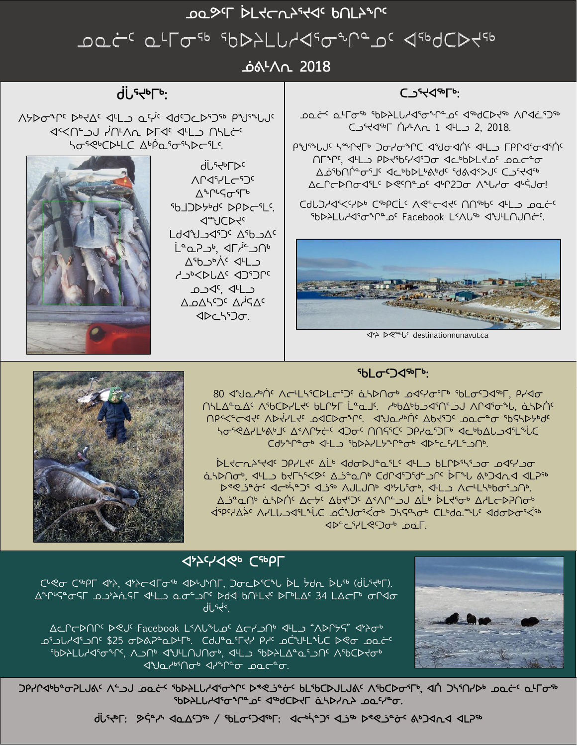# ᓄᓇᕗᒥ ᐆᒪᔪᓕᕆᓂᕐᔪᐊᑦ ᑲᑎᒪᔨᖏᑦ

## ᓄᓇᖓᑦ ᓇᒻᒥᓂᖅ ᖃᐅᔨᒪᑦᓱᐊᕐᓂᖏᓐᓄᑦ ᐊᖏᕈᑕᐅᔪᖅ

### ᓱᕕᐱᕆ 2018

## ᑰᒑᕐᔪᒃᒥᒃ:

ᐱᔭᐅᓂᖏᑦ ᐅᒃᐱᐃᑦ ᐊᒻᒪᓗ ᓇᕐᔨᑦ ᐊᑯᑦᑐᓕᐅᕐᑐᖅ ᑮᒍᖕᖓᒍᑦ ᐊᑉᐸᑎᓪᓗᒍ ᔫᑎᓕᐱᓚ ᐅᒥᐊᑦ ᐊᒻᒪᓗ ᑎᓴᒪᓚᑦ ᓴᓂᕝᕙᒃᑕᐅᒪᑕ ᐃᑯᕌᕐᓂᕐᓴᐅᓚᕐᒪᑦ.

ᑰᒑᕐᔪᒃᒥᐅᑦ ᐱᕐᕆᐊᕐᔭᒪᓕᕐᑐᑦ ᐃᖏᕐᕋᓂᕐᒥᒃ ᖃᒧᑦᑐᐃᔭᒃᑯᑦ ᐅᑉᐳᓕᕐᒪᑦ. ᐊᖓᑦᑐᐃᔪᑦ ᒪᒃᐊᖑᓗᐊᕐᑐᑦ ᐃᖃᓗᐃᑦ ᓈᓇᕈᓗᒃ, ᐊᒥᓲᓗᑎᒃ ᐃᖃᓗᒃᐲᑦ ᐊᒻᒪᓗ ᓱᓗᒃᐸᐅᒪᐃᑦ ᐊᑐᕐᑐᑎᑦ ᓄᓗᐊᑦ, ᐊᒻᒪᓗ ᐃᓄᐃᓴᕐᑐᑦ ᐃᓱᕐᕋᐃᑦ ᐊᐅᓚᓴᕐᑐᓂ.

## ᑕᕝᕙᓂᑦᓴᕐᒥᒃ:

ᓄᓇᖓᑦ ᓇᒻᒥᓂᖅ ᖃᐅᔨᒪᑦᓱᐊᕐᓂᖏᓐᓄᑦ ᐊᖏᕈᑕᐅᔪᖅ ᐱᑎᐊᓛᕐᑐᖅ ᑕᕝᕙᓂ ᑎᓯᐱᕆ 1 ᐊᒻᒪᓗ 2, 2018.

ᑮᒍᖕᖓᒍᑦ ᓴᖑᒋᔪᒥᒃ ᑐᓂᓯᓂᕐᑕ ᐊᖑᓂᐊᕝᕕᑦ ᐊᒻᒪᓗ ᒥᑭᑦᑐᐊᕐᓂᐊᕐᕕᑦ ᑎᒥᖏᑦ, ᐊᒻᒪᓗ ᑭᐅᔪᒃᑲᐅᑎᓯᒪᔪᖅ ᐊᓪᓚᕝᕕᒃᑕᐅᓂᖓ ᓄᓇᓕᖕᓂ ᐃᓅᖅᑲᑎᖏᓐᓂᖅ ᐊᓪᓚᕝᕕᒪᒃᑲᑦ ᖃᕝᕕᐊᕐᐸᒍᑦ ᑕᕝᕙᓂᑦᓴᕐᒥᒃ ᐃᓚᒋᓕᐅᕐᑎᓂᐊᕐᒪᑦ ᐅᕙᑎᓐᓄᑦ ᐊᒻᒪᒋᓗᓂ ᐱᖕᒑᕆᓂ ᐊᖓᔪᓂ!

ᑕᑯᓗᑐᐊᕈᑦᓴᐃᑦ ᑕᕝᕙᓂᑦᑕ ᐱᕙᓪᓕᐊᔪᑦ ᑎᑎᖅᑲᑦ ᐊᒻᒪᓗ ᓄᓇᖓᑦ ᖃᐅᔨᒪᑦᓱᐊᕐᓂᖏᓐᓄᑦ Facebook ᒪᑉᐱᒐᖓ ᐊᖏᕐᒪᑎᑦᑎᓪᓗᒍ.

ᐊᔾᔨ ᐅᕙᖓᑦ destinationnunavut.ca

## ᖃᒪᓂᑦᑐᐊᕐᒥᒃ:

80 ᐊᖑᓇᓱᒃᑎᑦ ᐱᓕᕆᓯᒪᓕᕐᑐᑦ ᓈᓴᐅᑎᓂᒃ ᓄᐊᔭᓂᕐᒥᒃ ᖃᒪᓂᑦᑐᐊᕐᒥᒃ, ᑭᓱᐊᓂ ᑎᓴᒪᐃᓐᓇᐃᑦ ᐱᖃᕐᑕᐅᓯᒪᔪᑦ ᑲᒥᕐᔭᒥ ᒫᓐᓇᒧᑦ. ᓱᒃᑲᐃᑲᕐᓗᐊᕐᑎᓪᓗᒍ ᐱᑎᐊᕐᓂᕐᒥ, ᓈᓴᐅᑎᑦ ᑎᑭᑉᐸᓪᓕᐊᔪᑦ ᐱᐅᔫᓯᒪᔪᑦ ᓄᐊᑕᐅᓂᕐᒥᑦ. ᐊᖑᓇᓱᒃᑎᑦ ᐃᑲᔪᕐᑐᑦ ᓄᓇᓕᖕᓂ ᖃᕐᑕᐅᔭᒃᑯᑦ ᓴᓂᕝᕙᐃᓯᒪᕝᕕᒋᓂᕐᒥ ᐃᕝᕕᐊᕐᔭᓕᐊᕐᒥᑦ ᐊᑐᓂᑦ ᑎᑎᕋᕐᑕᑦ ᑐᑭᓯᓇᕐᑐᒥᒃ ᐊᓪᓚᕝᕕᓚᐅᕐᓯᒪᓕᕐᒪᖔᑕ ᑕᑯᔭᕆᐊᓂᒃ ᐊᒻᒪᓗ ᖃᐅᔨᓯᒪᔭᕆᐊᓂᒃ ᐅᐸᓕᕐᓯᒪᓕᓐᓂᒃ.

ᐆᒪᔪᓕᕆᓂᕐᔪᐊᑦ ᑐᑭᓯᒪᔪᑦ ᐃᒪᒃ ᐊᑯᑦᑐᐃᓐᓇᕐᒪᑕ ᐊᒻᒪᓗ ᑲᒪᒋᐅᕐᓴᕐᑐᓂ ᓄᐊᔪᓂ ᓈᓴᐅᑎᓂᒃ, ᐊᒻᒪᓗ ᑲᔪᒥᓴᕐᑲᐅᓚᐅᖅ ᐃᓅᓇᑎᒃ ᑕᑯᑎᐊᕐᑐᑦᑯᕐᓗᑦ ᐅᒥᖕᒐ ᕿᑐᐊᓇᐊ ᐊᒪᕈᖅ ᐅᕝᕙᓘᓐᓃᑦ ᐊᓕᒃᑲᓘᑦ ᐊᓘᖅ ᐱᒍᒪᑎᒃ ᐊᔾᔭᒋᓂᒃ, ᐊᒻᒪᓗ ᐱᓕᕆᔭᒃᑲᓂᕐᓗᑎᒃ. ᐃᓘᓐᓇᑎᒃ ᓈᓴᐅᑎᑦ ᐃᓚᔾᔭᑦ ᐃᑲᔪᕐᑐᑦ ᐃᕝᕕᐊᕐᓂᕐᒧᑦ ᐃᒪᒃ ᐆᒪᔪᕐᓂᒃ ᐊᓯᒪᓕᕐᑐᐃᑎᓂᒃ ᐊᕐᑭᓯᐃᓂᑦ ᐱᓯᒪᒍᑦᑐᐊᕐᒪᖔᑕ ᓄᓇᕐᒑᕐᓂᒃ ᑐᓴᕐᓇᓂᒃ ᑕᒪᒃᑯᓇ ᐊᑯᓂᐅᓂᕐᒥᒃ ᐊᐅᓚᓯᒪᔪᑦᑐᓂᒃ ᓄᓇᒥ.

## ᐊᔾᔨᓯᐊᕙ ᑕᖅᑭᒥ

ᑖᕙᓂ ᑕᖅᑭᒥ ᐊᔾᔨ, ᐊᔾᔨᓕᐊᕆᓂᖅ ᐊᐅᒡᒍᑎᒥ, ᑐᓂᓚᐅᕐᑕᖓ ᐆᒪ ᔫᑎᓚ ᐆᒪᖅ (ᑰᒑᕐᔪᒃ). ᐃᖏᕐᕋᓂᕐᒥ ᓄᓴᔾᔭᓂᕐᒥ ᐊᒻᒪᓗ ᓇᓂᓱᒍᑦ ᐅᑯᐊ ᑲᑎᒪᔨᑦ ᐅᒥᒃᒪᐃᑦ 34 ᒪᐃᓕᒥᒃ ᓂᒋᐊᓂ ᑰᒑᕐᔪᒃ.

ᐃᓚᒋᓕᐅᕐᑎᑦ ᐅᕙᒍᑦ Facebook ᒪᑉᐱᒐᖓᓄᑦ ᐃᓕᓯᓗᑎᒃ ᐊᒻᒪᓗ "ᐱᐅᒋᔭ" ᐊᔾᔨᓂᒃ ᓄᕐᖃᒐᓯᐊᕐᖃᑦ $25 ᓂᕆᕕᒃᓴᓇᐅᓇᒥᒃ. ᑕᑯᓐᓇᕐᒥᔪ ᑭᒋ ᓄᑖᒍᒪᓪᓗᑕ ᐅᕙᓂ ᓄᓇᖓᑦ ᖃᐅᔨᒪᑦᓱᐊᕐᓂᕐᒥᑦ, ᐱᓗᑎᒃ ᐊᖏᒪᑎᑦᑎᓂᒃ, ᐊᒻᒪᓗ ᖃᐅᔨᒪᓇᓐᖓᑦ ᐱᖃᕐᑕᐅᔪᓂᒃ ᐊᖑᓇᓱᒃᑎᓂᒃ ᐊᓯᕐᖓᓂ ᓄᓇᓕᖕᓂ.

---

ᑐᓯᕆᐊᒃᑲᓐᓂᕈᒪᒍᕕᑦ ᐱᓗᒍ ᓄᓇᖓᑦ ᖃᐅᔨᒪᑦᓱᐊᕐᓂᕐᒥᑦ ᐅᕙᓐᓄᑦ ᑲᒪᒃᑕᐅᒍᒪᒍᕕᑦ ᐱᖃᕐᑕᐅᓂᕐᒥᒃ, ᐊᑏ ᑐᓴᕐᑎᓯᐅᒃ ᓄᓇᖓᑦ ᓇᒻᒥᓂᖅ ᖃᐅᔨᒪᑦᓱᐊᕐᓂᖏᓐᓄᑦ ᐊᖏᕈᑕᐅᔪᒥ ᓈᓴᔨᓇᖕᓇ ᓄᓇᓯᐊᓂ.

ᑰᒑᕐᔪᒃᒥ: ᕗᕆᓐᔅ ᐊᓇᐃᑐᖅ / ᖃᒪᓂᑦᑐᐊᕐᒥᒃ: ᐊᓪᓚᓐᓇᐅᑦ ᐊᒨᖅ ᐅᕙᓐᓄᑦ ᕕᒃᑐᐊᓇᐊ ᐊᒪᕈᖅ